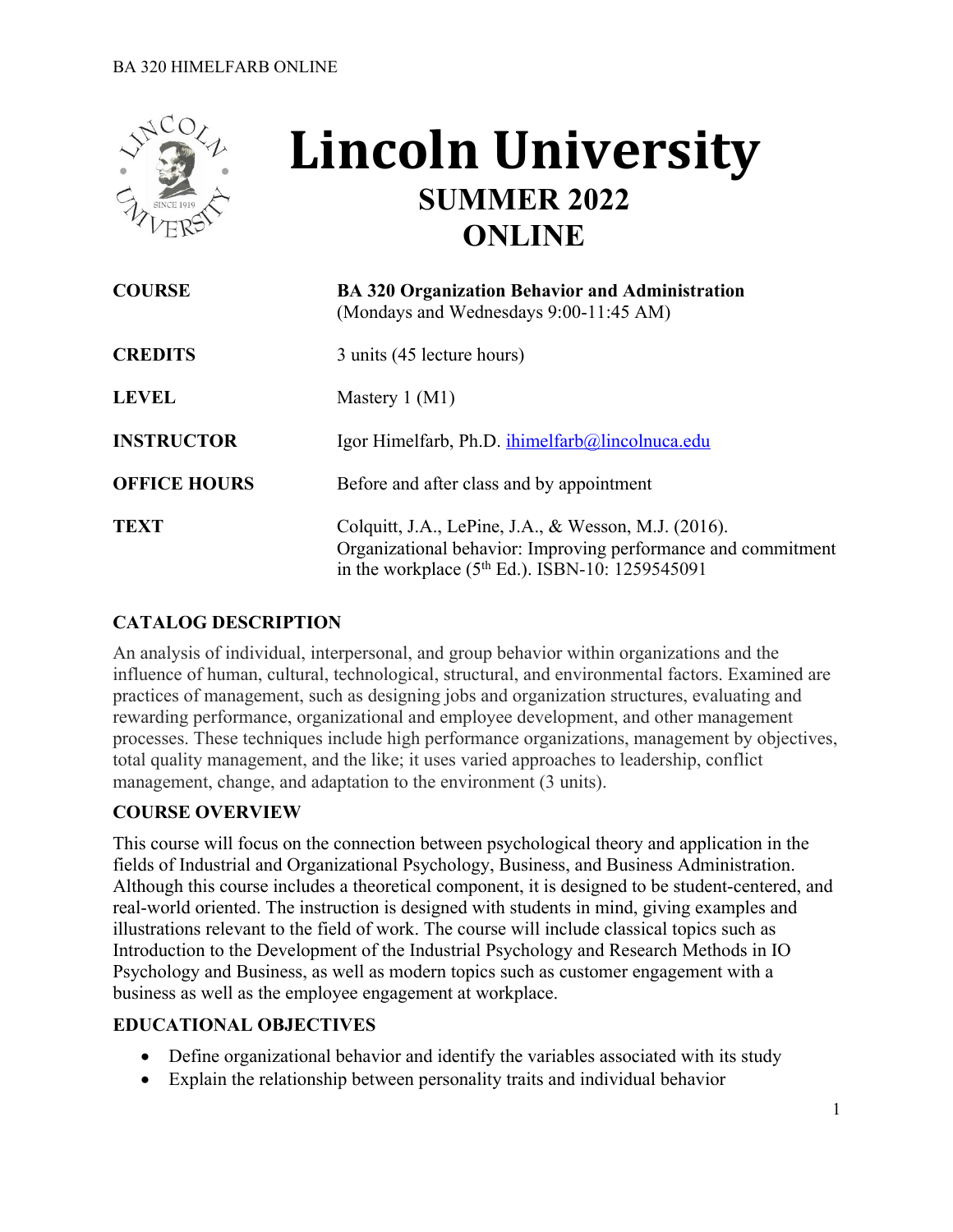# Lincoln University

## SUMMER 2022
## ONLINE

| | |
|---|---|
| **COURSE** | **BA 320 Organization Behavior and Administration** (Mondays and Wednesdays 9:00-11:45 AM) |
| **CREDITS** | 3 units (45 lecture hours) |
| **LEVEL** | Mastery 1 (M1) |
| **INSTRUCTOR** | Igor Himelfarb, Ph.D. ihimelfarb@lincolnuca.edu |
| **OFFICE HOURS** | Before and after class and by appointment |
| **TEXT** | Colquitt, J.A., LePine, J.A., & Wesson, M.J. (2016). Organizational behavior: Improving performance and commitment in the workplace (5th Ed.). ISBN-10: 1259545091 |

### CATALOG DESCRIPTION

An analysis of individual, interpersonal, and group behavior within organizations and the influence of human, cultural, technological, structural, and environmental factors. Examined are practices of management, such as designing jobs and organization structures, evaluating and rewarding performance, organizational and employee development, and other management processes. These techniques include high performance organizations, management by objectives, total quality management, and the like; it uses varied approaches to leadership, conflict management, change, and adaptation to the environment (3 units).

### COURSE OVERVIEW

This course will focus on the connection between psychological theory and application in the fields of Industrial and Organizational Psychology, Business, and Business Administration. Although this course includes a theoretical component, it is designed to be student-centered, and real-world oriented. The instruction is designed with students in mind, giving examples and illustrations relevant to the field of work. The course will include classical topics such as Introduction to the Development of the Industrial Psychology and Research Methods in IO Psychology and Business, as well as modern topics such as customer engagement with a business as well as the employee engagement at workplace.

### EDUCATIONAL OBJECTIVES

- Define organizational behavior and identify the variables associated with its study
- Explain the relationship between personality traits and individual behavior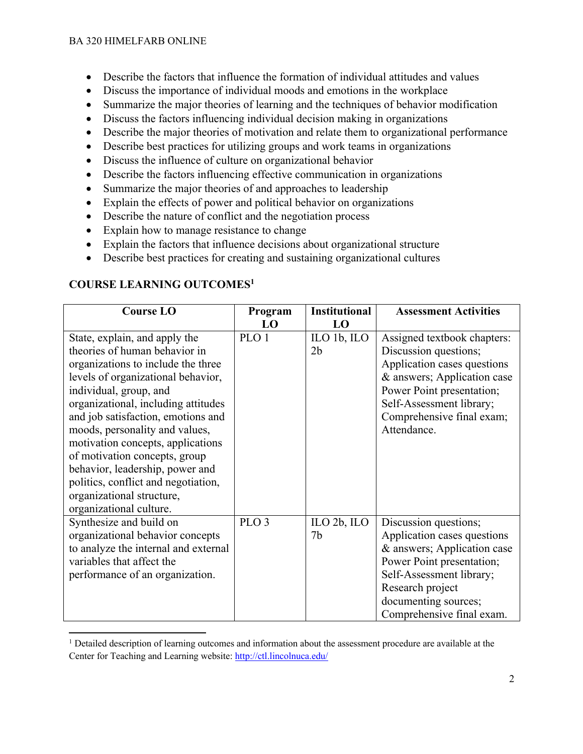- Describe the factors that influence the formation of individual attitudes and values
- Discuss the importance of individual moods and emotions in the workplace
- Summarize the major theories of learning and the techniques of behavior modification
- Discuss the factors influencing individual decision making in organizations
- Describe the major theories of motivation and relate them to organizational performance
- Describe best practices for utilizing groups and work teams in organizations
- Discuss the influence of culture on organizational behavior
- Describe the factors influencing effective communication in organizations
- Summarize the major theories of and approaches to leadership
- Explain the effects of power and political behavior on organizations
- Describe the nature of conflict and the negotiation process
- Explain how to manage resistance to change
- Explain the factors that influence decisions about organizational structure
- Describe best practices for creating and sustaining organizational cultures

## COURSE LEARNING OUTCOMES[1]

| Course LO | Program LO | Institutional LO | Assessment Activities |
|---|---|---|---|
| State, explain, and apply the theories of human behavior in organizations to include the three levels of organizational behavior, individual, group, and organizational, including attitudes and job satisfaction, emotions and moods, personality and values, motivation concepts, applications of motivation concepts, group behavior, leadership, power and politics, conflict and negotiation, organizational structure, organizational culture. | PLO 1 | ILO 1b, ILO 2b | Assigned textbook chapters: Discussion questions; Application cases questions & answers; Application case Power Point presentation; Self-Assessment library; Comprehensive final exam; Attendance. |
| Synthesize and build on organizational behavior concepts to analyze the internal and external variables that affect the performance of an organization. | PLO 3 | ILO 2b, ILO 7b | Discussion questions; Application cases questions & answers; Application case Power Point presentation; Self-Assessment library; Research project documenting sources; Comprehensive final exam. |

[1] Detailed description of learning outcomes and information about the assessment procedure are available at the Center for Teaching and Learning website: http://ctl.lincolnuca.edu/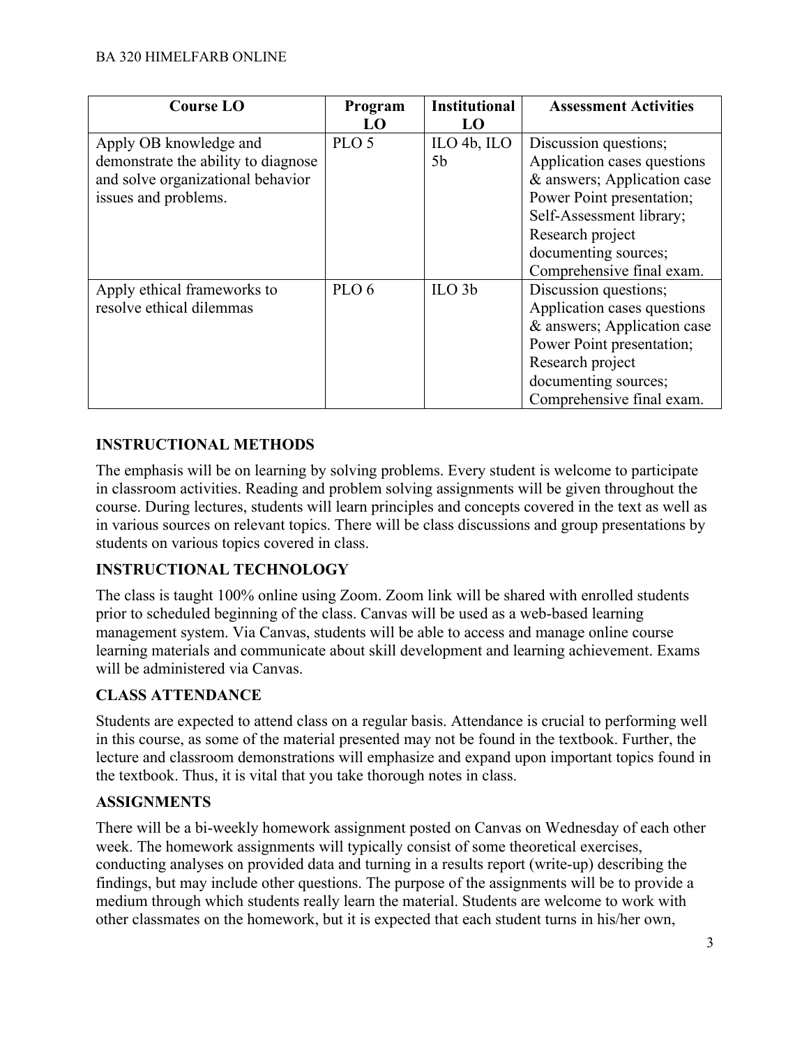| Course LO | Program LO | Institutional LO | Assessment Activities |
|---|---|---|---|
| Apply OB knowledge and demonstrate the ability to diagnose and solve organizational behavior issues and problems. | PLO 5 | ILO 4b, ILO 5b | Discussion questions; Application cases questions & answers; Application case Power Point presentation; Self-Assessment library; Research project documenting sources; Comprehensive final exam. |
| Apply ethical frameworks to resolve ethical dilemmas | PLO 6 | ILO 3b | Discussion questions; Application cases questions & answers; Application case Power Point presentation; Research project documenting sources; Comprehensive final exam. |

## INSTRUCTIONAL METHODS

The emphasis will be on learning by solving problems. Every student is welcome to participate in classroom activities. Reading and problem solving assignments will be given throughout the course. During lectures, students will learn principles and concepts covered in the text as well as in various sources on relevant topics. There will be class discussions and group presentations by students on various topics covered in class.

## INSTRUCTIONAL TECHNOLOGY

The class is taught 100% online using Zoom. Zoom link will be shared with enrolled students prior to scheduled beginning of the class. Canvas will be used as a web-based learning management system. Via Canvas, students will be able to access and manage online course learning materials and communicate about skill development and learning achievement. Exams will be administered via Canvas.

## CLASS ATTENDANCE

Students are expected to attend class on a regular basis. Attendance is crucial to performing well in this course, as some of the material presented may not be found in the textbook. Further, the lecture and classroom demonstrations will emphasize and expand upon important topics found in the textbook. Thus, it is vital that you take thorough notes in class.

## ASSIGNMENTS

There will be a bi-weekly homework assignment posted on Canvas on Wednesday of each other week. The homework assignments will typically consist of some theoretical exercises, conducting analyses on provided data and turning in a results report (write-up) describing the findings, but may include other questions. The purpose of the assignments will be to provide a medium through which students really learn the material. Students are welcome to work with other classmates on the homework, but it is expected that each student turns in his/her own,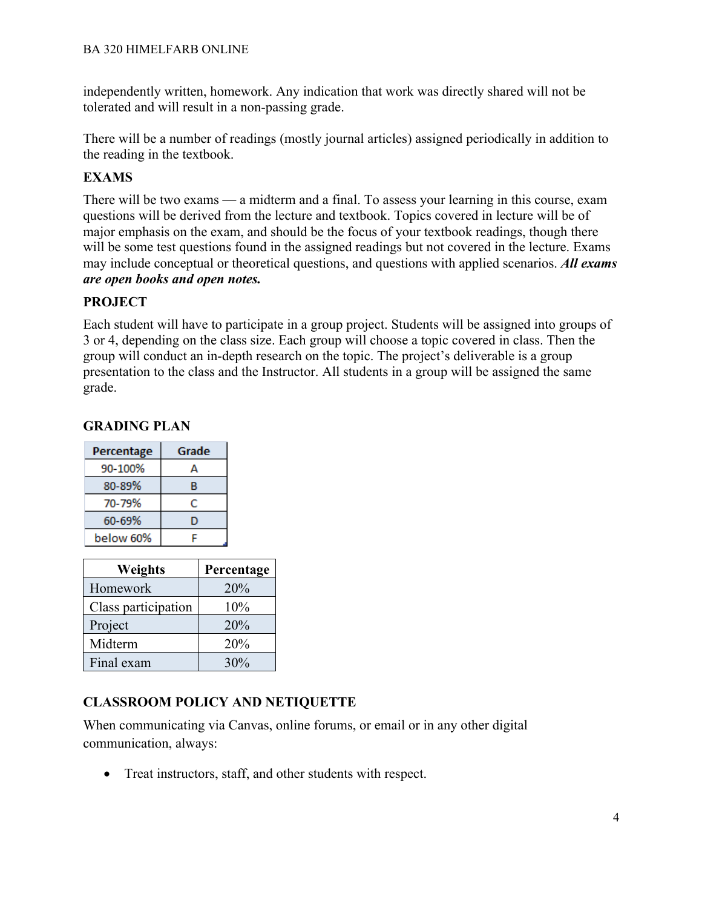independently written, homework. Any indication that work was directly shared will not be tolerated and will result in a non-passing grade.

There will be a number of readings (mostly journal articles) assigned periodically in addition to the reading in the textbook.

### EXAMS

There will be two exams — a midterm and a final. To assess your learning in this course, exam questions will be derived from the lecture and textbook. Topics covered in lecture will be of major emphasis on the exam, and should be the focus of your textbook readings, though there will be some test questions found in the assigned readings but not covered in the lecture. Exams may include conceptual or theoretical questions, and questions with applied scenarios. ***All exams are open books and open notes.***

### PROJECT

Each student will have to participate in a group project. Students will be assigned into groups of 3 or 4, depending on the class size. Each group will choose a topic covered in class. Then the group will conduct an in-depth research on the topic. The project's deliverable is a group presentation to the class and the Instructor. All students in a group will be assigned the same grade.

### GRADING PLAN

| Percentage | Grade |
|---|---|
| 90-100% | A |
| 80-89% | B |
| 70-79% | C |
| 60-69% | D |
| below 60% | F |

| Weights | Percentage |
|---|---|
| Homework | 20% |
| Class participation | 10% |
| Project | 20% |
| Midterm | 20% |
| Final exam | 30% |

### CLASSROOM POLICY AND NETIQUETTE

When communicating via Canvas, online forums, or email or in any other digital communication, always:

- Treat instructors, staff, and other students with respect.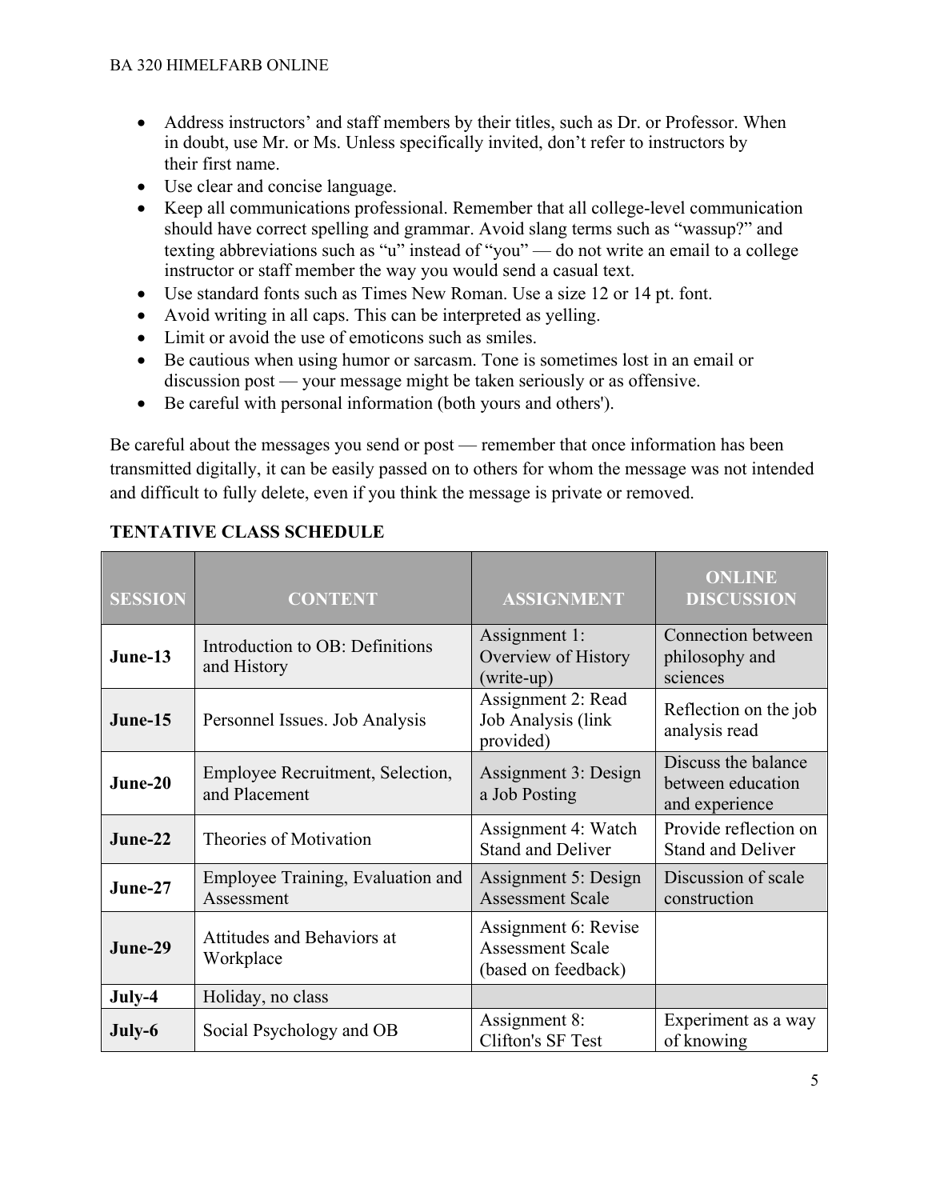- Address instructors' and staff members by their titles, such as Dr. or Professor. When in doubt, use Mr. or Ms. Unless specifically invited, don't refer to instructors by their first name.
- Use clear and concise language.
- Keep all communications professional. Remember that all college-level communication should have correct spelling and grammar. Avoid slang terms such as "wassup?" and texting abbreviations such as "u" instead of "you" — do not write an email to a college instructor or staff member the way you would send a casual text.
- Use standard fonts such as Times New Roman. Use a size 12 or 14 pt. font.
- Avoid writing in all caps. This can be interpreted as yelling.
- Limit or avoid the use of emoticons such as smiles.
- Be cautious when using humor or sarcasm. Tone is sometimes lost in an email or discussion post — your message might be taken seriously or as offensive.
- Be careful with personal information (both yours and others').

Be careful about the messages you send or post — remember that once information has been transmitted digitally, it can be easily passed on to others for whom the message was not intended and difficult to fully delete, even if you think the message is private or removed.

**TENTATIVE CLASS SCHEDULE**

| SESSION | CONTENT | ASSIGNMENT | ONLINE DISCUSSION |
|---|---|---|---|
| **June-13** | Introduction to OB: Definitions and History | Assignment 1: Overview of History (write-up) | Connection between philosophy and sciences |
| **June-15** | Personnel Issues. Job Analysis | Assignment 2: Read Job Analysis (link provided) | Reflection on the job analysis read |
| **June-20** | Employee Recruitment, Selection, and Placement | Assignment 3: Design a Job Posting | Discuss the balance between education and experience |
| **June-22** | Theories of Motivation | Assignment 4: Watch Stand and Deliver | Provide reflection on Stand and Deliver |
| **June-27** | Employee Training, Evaluation and Assessment | Assignment 5: Design Assessment Scale | Discussion of scale construction |
| **June-29** | Attitudes and Behaviors at Workplace | Assignment 6: Revise Assessment Scale (based on feedback) | |
| **July-4** | Holiday, no class | | |
| **July-6** | Social Psychology and OB | Assignment 8: Clifton's SF Test | Experiment as a way of knowing |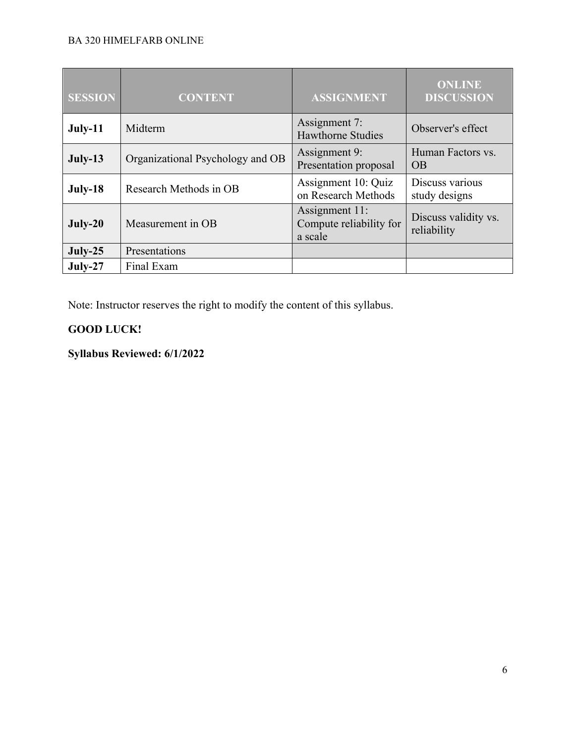| SESSION | CONTENT | ASSIGNMENT | ONLINE DISCUSSION |
|---|---|---|---|
| **July-11** | Midterm | Assignment 7: Hawthorne Studies | Observer's effect |
| **July-13** | Organizational Psychology and OB | Assignment 9: Presentation proposal | Human Factors vs. OB |
| **July-18** | Research Methods in OB | Assignment 10: Quiz on Research Methods | Discuss various study designs |
| **July-20** | Measurement in OB | Assignment 11: Compute reliability for a scale | Discuss validity vs. reliability |
| **July-25** | Presentations | | |
| **July-27** | Final Exam | | |

Note: Instructor reserves the right to modify the content of this syllabus.

**GOOD LUCK!**

**Syllabus Reviewed: 6/1/2022**